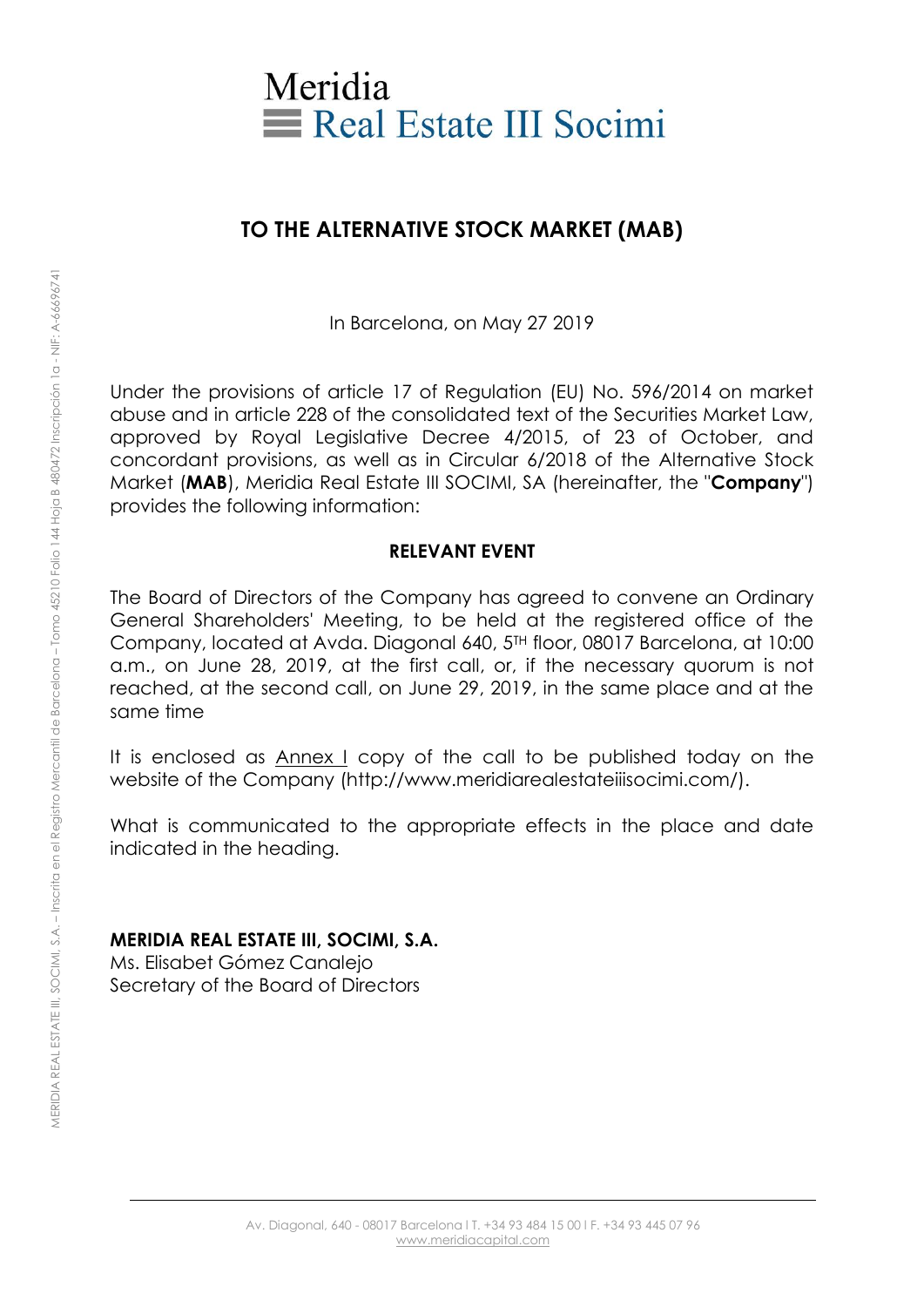Meridia
Real Estate III Socimi

## TO THE ALTERNATIVE STOCK MARKET (MAB)

In Barcelona, on May 27 2019

Under the provisions of article 17 of Regulation (EU) No. 596/2014 on market abuse and in article 228 of the consolidated text of the Securities Market Law, approved by Royal Legislative Decree 4/2015, of 23 of October, and concordant provisions, as well as in Circular 6/2018 of the Alternative Stock Market (**MAB**), Meridia Real Estate III SOCIMI, SA (hereinafter, the "**Company**") provides the following information:

### RELEVANT EVENT

The Board of Directors of the Company has agreed to convene an Ordinary General Shareholders' Meeting, to be held at the registered office of the Company, located at Avda. Diagonal 640, 5TH floor, 08017 Barcelona, at 10:00 a.m., on June 28, 2019, at the first call, or, if the necessary quorum is not reached, at the second call, on June 29, 2019, in the same place and at the same time

It is enclosed as Annex I copy of the call to be published today on the website of the Company (http://www.meridiarealestateiiisocimi.com/).

What is communicated to the appropriate effects in the place and date indicated in the heading.

**MERIDIA REAL ESTATE III, SOCIMI, S.A.**
Ms. Elisabet Gómez Canalejo
Secretary of the Board of Directors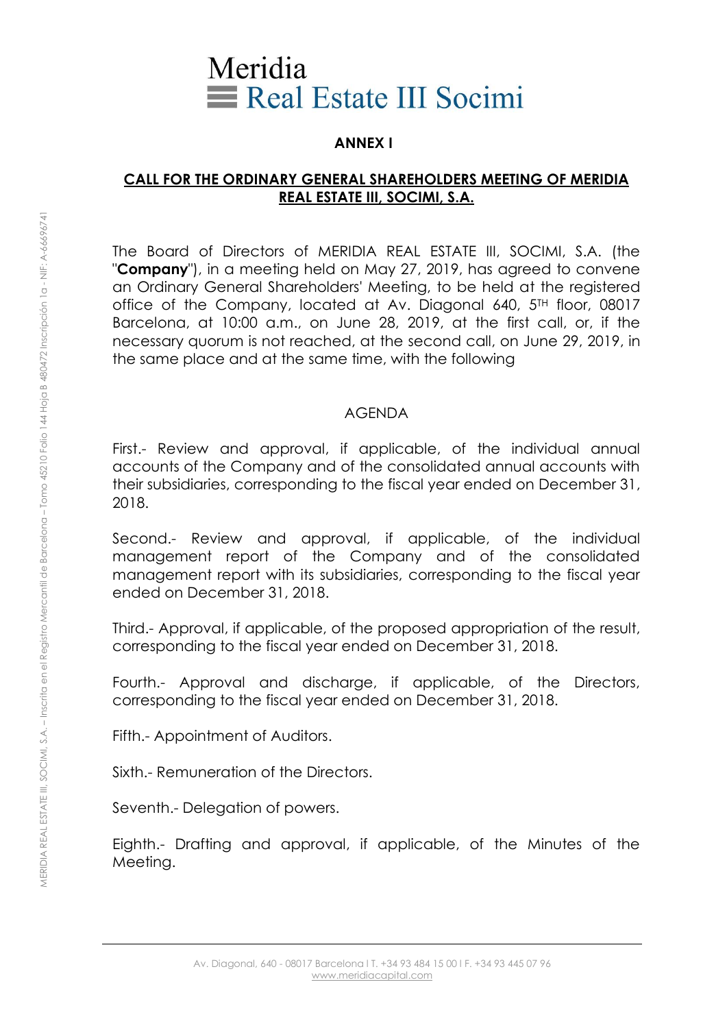# Meridia Real Estate III Socimi

## ANNEX I

**CALL FOR THE ORDINARY GENERAL SHAREHOLDERS MEETING OF MERIDIA REAL ESTATE III, SOCIMI, S.A.**

The Board of Directors of MERIDIA REAL ESTATE III, SOCIMI, S.A. (the "**Company**"), in a meeting held on May 27, 2019, has agreed to convene an Ordinary General Shareholders' Meeting, to be held at the registered office of the Company, located at Av. Diagonal 640, 5TH floor, 08017 Barcelona, at 10:00 a.m., on June 28, 2019, at the first call, or, if the necessary quorum is not reached, at the second call, on June 29, 2019, in the same place and at the same time, with the following

AGENDA

First.- Review and approval, if applicable, of the individual annual accounts of the Company and of the consolidated annual accounts with their subsidiaries, corresponding to the fiscal year ended on December 31, 2018.

Second.- Review and approval, if applicable, of the individual management report of the Company and of the consolidated management report with its subsidiaries, corresponding to the fiscal year ended on December 31, 2018.

Third.- Approval, if applicable, of the proposed appropriation of the result, corresponding to the fiscal year ended on December 31, 2018.

Fourth.- Approval and discharge, if applicable, of the Directors, corresponding to the fiscal year ended on December 31, 2018.

Fifth.- Appointment of Auditors.

Sixth.- Remuneration of the Directors.

Seventh.- Delegation of powers.

Eighth.- Drafting and approval, if applicable, of the Minutes of the Meeting.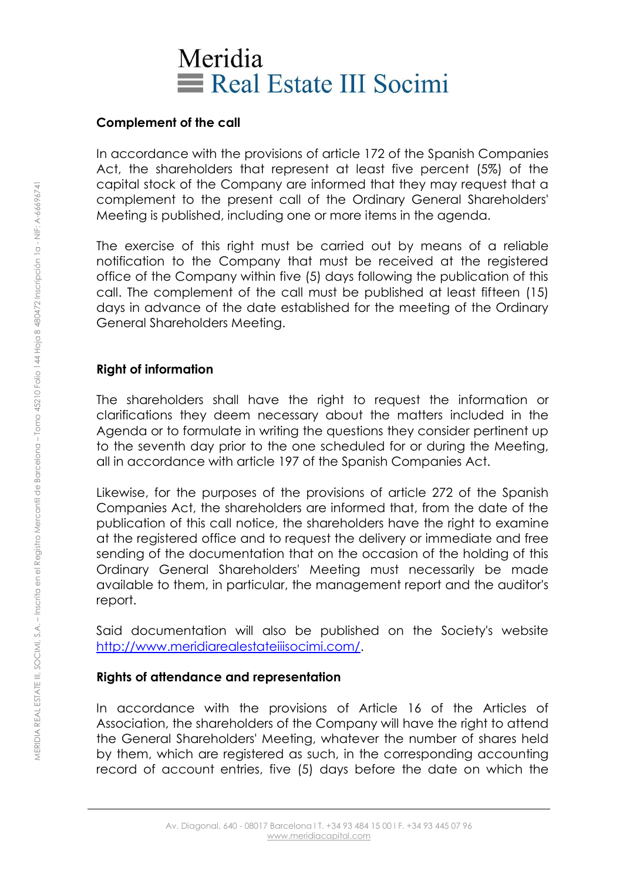### Complement of the call

In accordance with the provisions of article 172 of the Spanish Companies Act, the shareholders that represent at least five percent (5%) of the capital stock of the Company are informed that they may request that a complement to the present call of the Ordinary General Shareholders' Meeting is published, including one or more items in the agenda.

The exercise of this right must be carried out by means of a reliable notification to the Company that must be received at the registered office of the Company within five (5) days following the publication of this call. The complement of the call must be published at least fifteen (15) days in advance of the date established for the meeting of the Ordinary General Shareholders Meeting.

### Right of information

The shareholders shall have the right to request the information or clarifications they deem necessary about the matters included in the Agenda or to formulate in writing the questions they consider pertinent up to the seventh day prior to the one scheduled for or during the Meeting, all in accordance with article 197 of the Spanish Companies Act.

Likewise, for the purposes of the provisions of article 272 of the Spanish Companies Act, the shareholders are informed that, from the date of the publication of this call notice, the shareholders have the right to examine at the registered office and to request the delivery or immediate and free sending of the documentation that on the occasion of the holding of this Ordinary General Shareholders' Meeting must necessarily be made available to them, in particular, the management report and the auditor's report.

Said documentation will also be published on the Society's website http://www.meridiarealestateiiisocimi.com/.

### Rights of attendance and representation

In accordance with the provisions of Article 16 of the Articles of Association, the shareholders of the Company will have the right to attend the General Shareholders' Meeting, whatever the number of shares held by them, which are registered as such, in the corresponding accounting record of account entries, five (5) days before the date on which the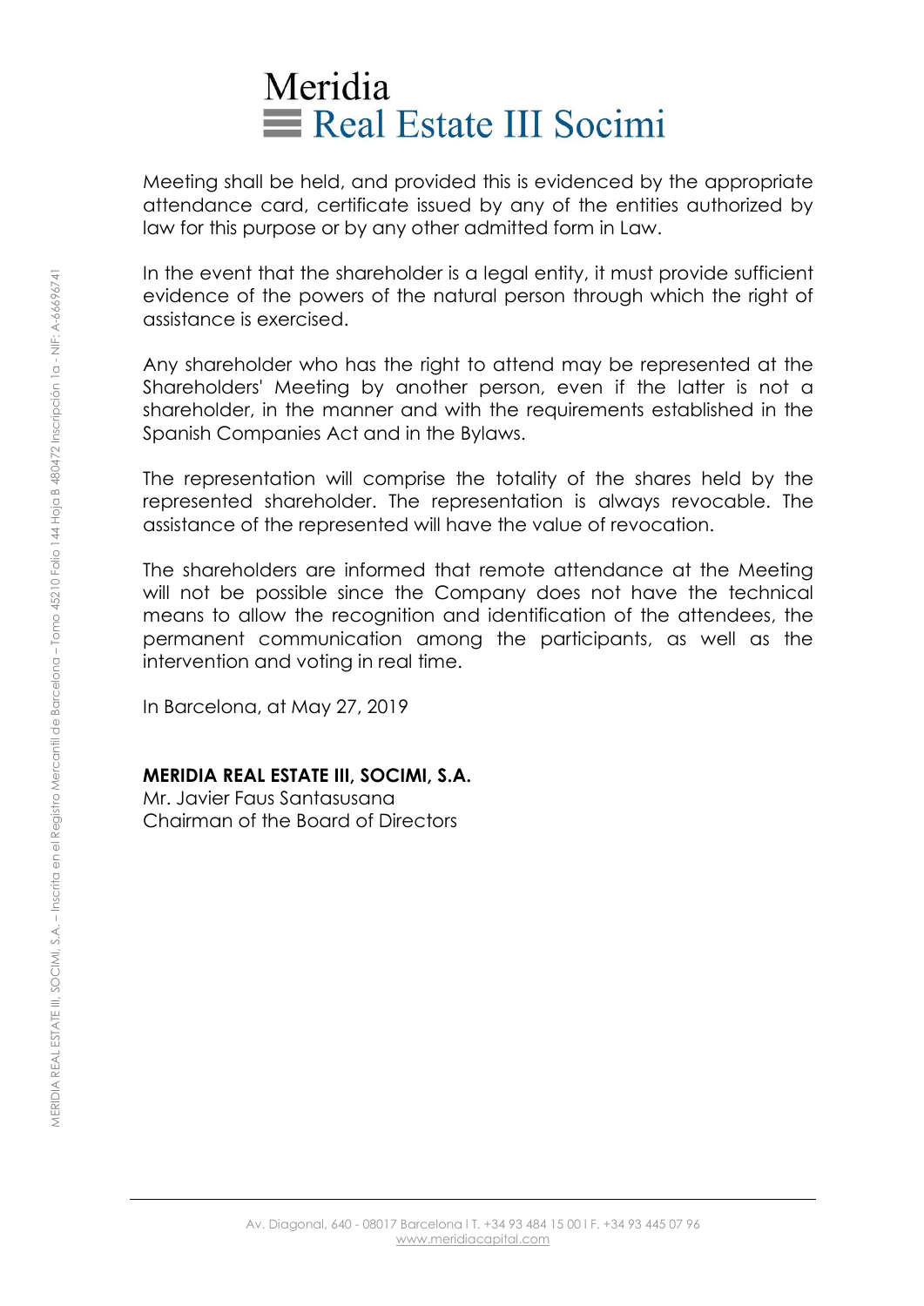Meeting shall be held, and provided this is evidenced by the appropriate attendance card, certificate issued by any of the entities authorized by law for this purpose or by any other admitted form in Law.

In the event that the shareholder is a legal entity, it must provide sufficient evidence of the powers of the natural person through which the right of assistance is exercised.

Any shareholder who has the right to attend may be represented at the Shareholders' Meeting by another person, even if the latter is not a shareholder, in the manner and with the requirements established in the Spanish Companies Act and in the Bylaws.

The representation will comprise the totality of the shares held by the represented shareholder. The representation is always revocable. The assistance of the represented will have the value of revocation.

The shareholders are informed that remote attendance at the Meeting will not be possible since the Company does not have the technical means to allow the recognition and identification of the attendees, the permanent communication among the participants, as well as the intervention and voting in real time.

In Barcelona, at May 27, 2019

**MERIDIA REAL ESTATE III, SOCIMI, S.A.**
Mr. Javier Faus Santasusana
Chairman of the Board of Directors